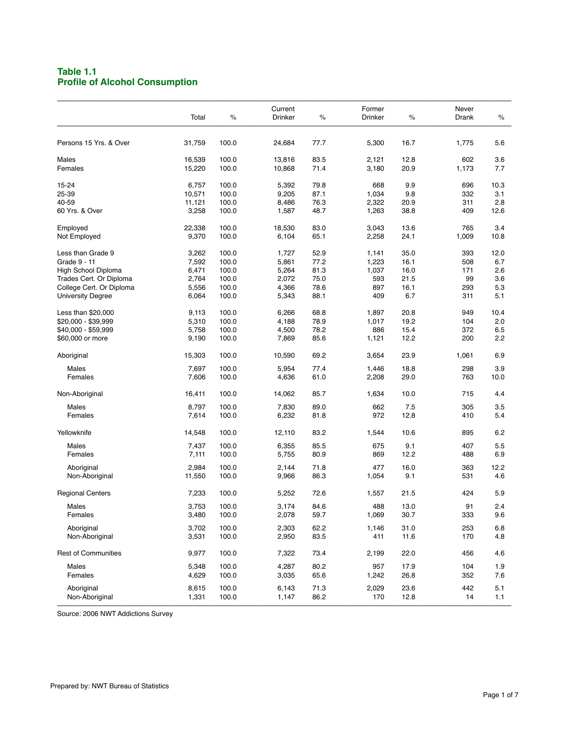## Table 1.1
## Profile of Alcohol Consumption

| | Total | % | Current Drinker | % | Former Drinker | % | Never Drank | % |
|---|---|---|---|---|---|---|---|---|
| Persons 15 Yrs. & Over | 31,759 | 100.0 | 24,684 | 77.7 | 5,300 | 16.7 | 1,775 | 5.6 |
| Males | 16,539 | 100.0 | 13,816 | 83.5 | 2,121 | 12.8 | 602 | 3.6 |
| Females | 15,220 | 100.0 | 10,868 | 71.4 | 3,180 | 20.9 | 1,173 | 7.7 |
| 15-24 | 6,757 | 100.0 | 5,392 | 79.8 | 668 | 9.9 | 696 | 10.3 |
| 25-39 | 10,571 | 100.0 | 9,205 | 87.1 | 1,034 | 9.8 | 332 | 3.1 |
| 40-59 | 11,121 | 100.0 | 8,486 | 76.3 | 2,322 | 20.9 | 311 | 2.8 |
| 60 Yrs. & Over | 3,258 | 100.0 | 1,587 | 48.7 | 1,263 | 38.8 | 409 | 12.6 |
| Employed | 22,338 | 100.0 | 18,530 | 83.0 | 3,043 | 13.6 | 765 | 3.4 |
| Not Employed | 9,370 | 100.0 | 6,104 | 65.1 | 2,258 | 24.1 | 1,009 | 10.8 |
| Less than Grade 9 | 3,262 | 100.0 | 1,727 | 52.9 | 1,141 | 35.0 | 393 | 12.0 |
| Grade 9 - 11 | 7,592 | 100.0 | 5,861 | 77.2 | 1,223 | 16.1 | 508 | 6.7 |
| High School Diploma | 6,471 | 100.0 | 5,264 | 81.3 | 1,037 | 16.0 | 171 | 2.6 |
| Trades Cert. Or Diploma | 2,764 | 100.0 | 2,072 | 75.0 | 593 | 21.5 | 99 | 3.6 |
| College Cert. Or Diploma | 5,556 | 100.0 | 4,366 | 78.6 | 897 | 16.1 | 293 | 5.3 |
| University Degree | 6,064 | 100.0 | 5,343 | 88.1 | 409 | 6.7 | 311 | 5.1 |
| Less than $20,000 | 9,113 | 100.0 | 6,266 | 68.8 | 1,897 | 20.8 | 949 | 10.4 |
| $20,000 - $39,999 | 5,310 | 100.0 | 4,188 | 78.9 | 1,017 | 19.2 | 104 | 2.0 |
| $40,000 - $59,999 | 5,758 | 100.0 | 4,500 | 78.2 | 886 | 15.4 | 372 | 6.5 |
| $60,000 or more | 9,190 | 100.0 | 7,869 | 85.6 | 1,121 | 12.2 | 200 | 2.2 |
| Aboriginal | 15,303 | 100.0 | 10,590 | 69.2 | 3,654 | 23.9 | 1,061 | 6.9 |
| Males | 7,697 | 100.0 | 5,954 | 77.4 | 1,446 | 18.8 | 298 | 3.9 |
| Females | 7,606 | 100.0 | 4,636 | 61.0 | 2,208 | 29.0 | 763 | 10.0 |
| Non-Aboriginal | 16,411 | 100.0 | 14,062 | 85.7 | 1,634 | 10.0 | 715 | 4.4 |
| Males | 8,797 | 100.0 | 7,830 | 89.0 | 662 | 7.5 | 305 | 3.5 |
| Females | 7,614 | 100.0 | 6,232 | 81.8 | 972 | 12.8 | 410 | 5.4 |
| Yellowknife | 14,548 | 100.0 | 12,110 | 83.2 | 1,544 | 10.6 | 895 | 6.2 |
| Males | 7,437 | 100.0 | 6,355 | 85.5 | 675 | 9.1 | 407 | 5.5 |
| Females | 7,111 | 100.0 | 5,755 | 80.9 | 869 | 12.2 | 488 | 6.9 |
| Aboriginal | 2,984 | 100.0 | 2,144 | 71.8 | 477 | 16.0 | 363 | 12.2 |
| Non-Aboriginal | 11,550 | 100.0 | 9,966 | 86.3 | 1,054 | 9.1 | 531 | 4.6 |
| Regional Centers | 7,233 | 100.0 | 5,252 | 72.6 | 1,557 | 21.5 | 424 | 5.9 |
| Males | 3,753 | 100.0 | 3,174 | 84.6 | 488 | 13.0 | 91 | 2.4 |
| Females | 3,480 | 100.0 | 2,078 | 59.7 | 1,069 | 30.7 | 333 | 9.6 |
| Aboriginal | 3,702 | 100.0 | 2,303 | 62.2 | 1,146 | 31.0 | 253 | 6.8 |
| Non-Aboriginal | 3,531 | 100.0 | 2,950 | 83.5 | 411 | 11.6 | 170 | 4.8 |
| Rest of Communities | 9,977 | 100.0 | 7,322 | 73.4 | 2,199 | 22.0 | 456 | 4.6 |
| Males | 5,348 | 100.0 | 4,287 | 80.2 | 957 | 17.9 | 104 | 1.9 |
| Females | 4,629 | 100.0 | 3,035 | 65.6 | 1,242 | 26.8 | 352 | 7.6 |
| Aboriginal | 8,615 | 100.0 | 6,143 | 71.3 | 2,029 | 23.6 | 442 | 5.1 |
| Non-Aboriginal | 1,331 | 100.0 | 1,147 | 86.2 | 170 | 12.8 | 14 | 1.1 |

Source: 2006 NWT Addictions Survey

Prepared by: NWT Bureau of Statistics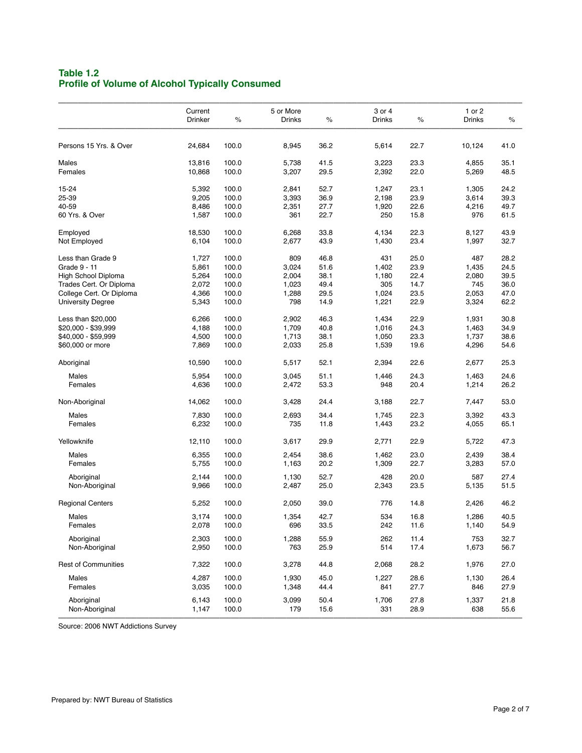## Table 1.2
## Profile of Volume of Alcohol Typically Consumed

| | Current Drinker | % | 5 or More Drinks | % | 3 or 4 Drinks | % | 1 or 2 Drinks | % |
|---|---|---|---|---|---|---|---|---|
| Persons 15 Yrs. & Over | 24,684 | 100.0 | 8,945 | 36.2 | 5,614 | 22.7 | 10,124 | 41.0 |
| Males | 13,816 | 100.0 | 5,738 | 41.5 | 3,223 | 23.3 | 4,855 | 35.1 |
| Females | 10,868 | 100.0 | 3,207 | 29.5 | 2,392 | 22.0 | 5,269 | 48.5 |
| 15-24 | 5,392 | 100.0 | 2,841 | 52.7 | 1,247 | 23.1 | 1,305 | 24.2 |
| 25-39 | 9,205 | 100.0 | 3,393 | 36.9 | 2,198 | 23.9 | 3,614 | 39.3 |
| 40-59 | 8,486 | 100.0 | 2,351 | 27.7 | 1,920 | 22.6 | 4,216 | 49.7 |
| 60 Yrs. & Over | 1,587 | 100.0 | 361 | 22.7 | 250 | 15.8 | 976 | 61.5 |
| Employed | 18,530 | 100.0 | 6,268 | 33.8 | 4,134 | 22.3 | 8,127 | 43.9 |
| Not Employed | 6,104 | 100.0 | 2,677 | 43.9 | 1,430 | 23.4 | 1,997 | 32.7 |
| Less than Grade 9 | 1,727 | 100.0 | 809 | 46.8 | 431 | 25.0 | 487 | 28.2 |
| Grade 9 - 11 | 5,861 | 100.0 | 3,024 | 51.6 | 1,402 | 23.9 | 1,435 | 24.5 |
| High School Diploma | 5,264 | 100.0 | 2,004 | 38.1 | 1,180 | 22.4 | 2,080 | 39.5 |
| Trades Cert. Or Diploma | 2,072 | 100.0 | 1,023 | 49.4 | 305 | 14.7 | 745 | 36.0 |
| College Cert. Or Diploma | 4,366 | 100.0 | 1,288 | 29.5 | 1,024 | 23.5 | 2,053 | 47.0 |
| University Degree | 5,343 | 100.0 | 798 | 14.9 | 1,221 | 22.9 | 3,324 | 62.2 |
| Less than $20,000 | 6,266 | 100.0 | 2,902 | 46.3 | 1,434 | 22.9 | 1,931 | 30.8 |
| $20,000 - $39,999 | 4,188 | 100.0 | 1,709 | 40.8 | 1,016 | 24.3 | 1,463 | 34.9 |
| $40,000 - $59,999 | 4,500 | 100.0 | 1,713 | 38.1 | 1,050 | 23.3 | 1,737 | 38.6 |
| $60,000 or more | 7,869 | 100.0 | 2,033 | 25.8 | 1,539 | 19.6 | 4,296 | 54.6 |
| Aboriginal | 10,590 | 100.0 | 5,517 | 52.1 | 2,394 | 22.6 | 2,677 | 25.3 |
| Males | 5,954 | 100.0 | 3,045 | 51.1 | 1,446 | 24.3 | 1,463 | 24.6 |
| Females | 4,636 | 100.0 | 2,472 | 53.3 | 948 | 20.4 | 1,214 | 26.2 |
| Non-Aboriginal | 14,062 | 100.0 | 3,428 | 24.4 | 3,188 | 22.7 | 7,447 | 53.0 |
| Males | 7,830 | 100.0 | 2,693 | 34.4 | 1,745 | 22.3 | 3,392 | 43.3 |
| Females | 6,232 | 100.0 | 735 | 11.8 | 1,443 | 23.2 | 4,055 | 65.1 |
| Yellowknife | 12,110 | 100.0 | 3,617 | 29.9 | 2,771 | 22.9 | 5,722 | 47.3 |
| Males | 6,355 | 100.0 | 2,454 | 38.6 | 1,462 | 23.0 | 2,439 | 38.4 |
| Females | 5,755 | 100.0 | 1,163 | 20.2 | 1,309 | 22.7 | 3,283 | 57.0 |
| Aboriginal | 2,144 | 100.0 | 1,130 | 52.7 | 428 | 20.0 | 587 | 27.4 |
| Non-Aboriginal | 9,966 | 100.0 | 2,487 | 25.0 | 2,343 | 23.5 | 5,135 | 51.5 |
| Regional Centers | 5,252 | 100.0 | 2,050 | 39.0 | 776 | 14.8 | 2,426 | 46.2 |
| Males | 3,174 | 100.0 | 1,354 | 42.7 | 534 | 16.8 | 1,286 | 40.5 |
| Females | 2,078 | 100.0 | 696 | 33.5 | 242 | 11.6 | 1,140 | 54.9 |
| Aboriginal | 2,303 | 100.0 | 1,288 | 55.9 | 262 | 11.4 | 753 | 32.7 |
| Non-Aboriginal | 2,950 | 100.0 | 763 | 25.9 | 514 | 17.4 | 1,673 | 56.7 |
| Rest of Communities | 7,322 | 100.0 | 3,278 | 44.8 | 2,068 | 28.2 | 1,976 | 27.0 |
| Males | 4,287 | 100.0 | 1,930 | 45.0 | 1,227 | 28.6 | 1,130 | 26.4 |
| Females | 3,035 | 100.0 | 1,348 | 44.4 | 841 | 27.7 | 846 | 27.9 |
| Aboriginal | 6,143 | 100.0 | 3,099 | 50.4 | 1,706 | 27.8 | 1,337 | 21.8 |
| Non-Aboriginal | 1,147 | 100.0 | 179 | 15.6 | 331 | 28.9 | 638 | 55.6 |

Source: 2006 NWT Addictions Survey

Prepared by: NWT Bureau of Statistics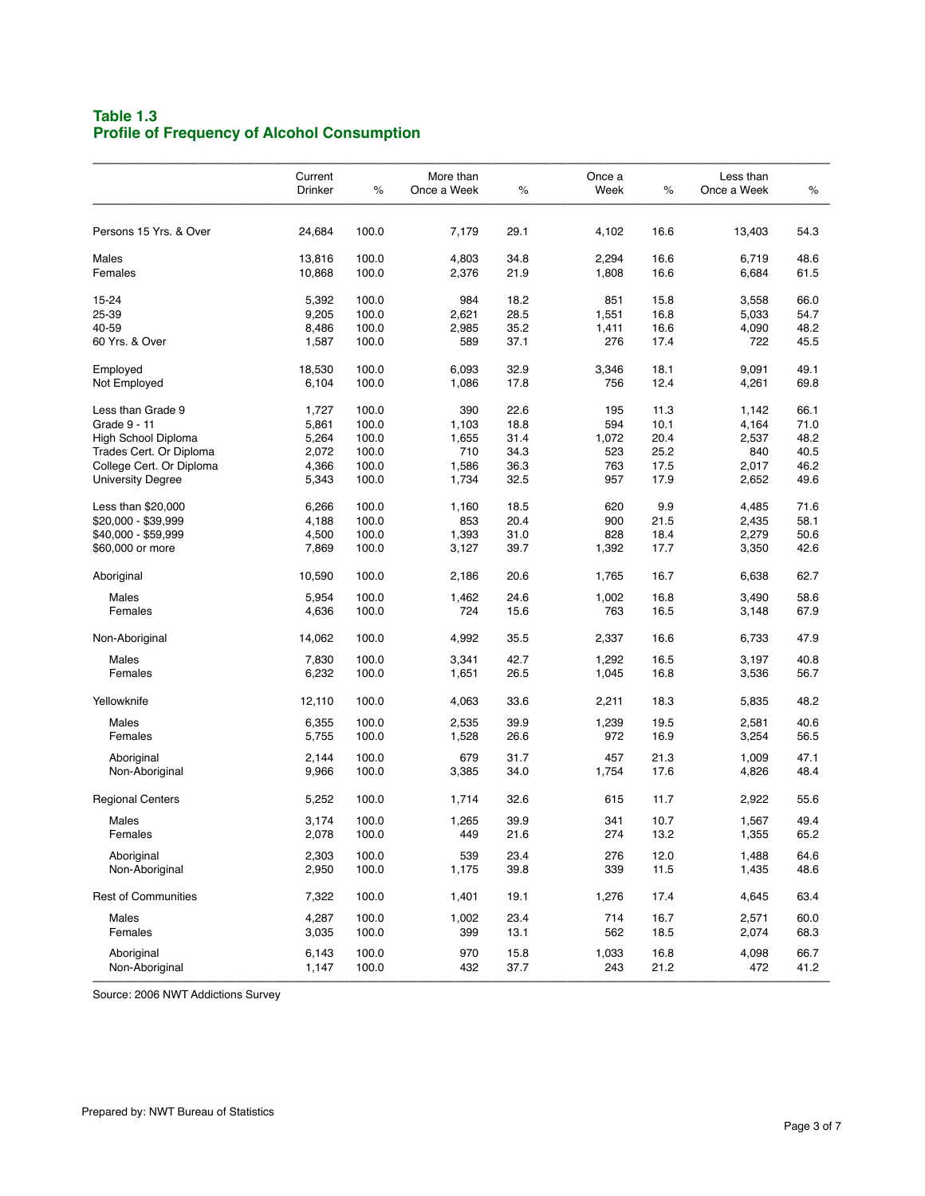## Table 1.3
## Profile of Frequency of Alcohol Consumption

| | Current Drinker | % | More than Once a Week | % | Once a Week | % | Less than Once a Week | % |
|---|---|---|---|---|---|---|---|---|
| Persons 15 Yrs. & Over | 24,684 | 100.0 | 7,179 | 29.1 | 4,102 | 16.6 | 13,403 | 54.3 |
| Males | 13,816 | 100.0 | 4,803 | 34.8 | 2,294 | 16.6 | 6,719 | 48.6 |
| Females | 10,868 | 100.0 | 2,376 | 21.9 | 1,808 | 16.6 | 6,684 | 61.5 |
| 15-24 | 5,392 | 100.0 | 984 | 18.2 | 851 | 15.8 | 3,558 | 66.0 |
| 25-39 | 9,205 | 100.0 | 2,621 | 28.5 | 1,551 | 16.8 | 5,033 | 54.7 |
| 40-59 | 8,486 | 100.0 | 2,985 | 35.2 | 1,411 | 16.6 | 4,090 | 48.2 |
| 60 Yrs. & Over | 1,587 | 100.0 | 589 | 37.1 | 276 | 17.4 | 722 | 45.5 |
| Employed | 18,530 | 100.0 | 6,093 | 32.9 | 3,346 | 18.1 | 9,091 | 49.1 |
| Not Employed | 6,104 | 100.0 | 1,086 | 17.8 | 756 | 12.4 | 4,261 | 69.8 |
| Less than Grade 9 | 1,727 | 100.0 | 390 | 22.6 | 195 | 11.3 | 1,142 | 66.1 |
| Grade 9 - 11 | 5,861 | 100.0 | 1,103 | 18.8 | 594 | 10.1 | 4,164 | 71.0 |
| High School Diploma | 5,264 | 100.0 | 1,655 | 31.4 | 1,072 | 20.4 | 2,537 | 48.2 |
| Trades Cert. Or Diploma | 2,072 | 100.0 | 710 | 34.3 | 523 | 25.2 | 840 | 40.5 |
| College Cert. Or Diploma | 4,366 | 100.0 | 1,586 | 36.3 | 763 | 17.5 | 2,017 | 46.2 |
| University Degree | 5,343 | 100.0 | 1,734 | 32.5 | 957 | 17.9 | 2,652 | 49.6 |
| Less than $20,000 | 6,266 | 100.0 | 1,160 | 18.5 | 620 | 9.9 | 4,485 | 71.6 |
| $20,000 - $39,999 | 4,188 | 100.0 | 853 | 20.4 | 900 | 21.5 | 2,435 | 58.1 |
| $40,000 - $59,999 | 4,500 | 100.0 | 1,393 | 31.0 | 828 | 18.4 | 2,279 | 50.6 |
| $60,000 or more | 7,869 | 100.0 | 3,127 | 39.7 | 1,392 | 17.7 | 3,350 | 42.6 |
| Aboriginal | 10,590 | 100.0 | 2,186 | 20.6 | 1,765 | 16.7 | 6,638 | 62.7 |
| Males | 5,954 | 100.0 | 1,462 | 24.6 | 1,002 | 16.8 | 3,490 | 58.6 |
| Females | 4,636 | 100.0 | 724 | 15.6 | 763 | 16.5 | 3,148 | 67.9 |
| Non-Aboriginal | 14,062 | 100.0 | 4,992 | 35.5 | 2,337 | 16.6 | 6,733 | 47.9 |
| Males | 7,830 | 100.0 | 3,341 | 42.7 | 1,292 | 16.5 | 3,197 | 40.8 |
| Females | 6,232 | 100.0 | 1,651 | 26.5 | 1,045 | 16.8 | 3,536 | 56.7 |
| Yellowknife | 12,110 | 100.0 | 4,063 | 33.6 | 2,211 | 18.3 | 5,835 | 48.2 |
| Males | 6,355 | 100.0 | 2,535 | 39.9 | 1,239 | 19.5 | 2,581 | 40.6 |
| Females | 5,755 | 100.0 | 1,528 | 26.6 | 972 | 16.9 | 3,254 | 56.5 |
| Aboriginal | 2,144 | 100.0 | 679 | 31.7 | 457 | 21.3 | 1,009 | 47.1 |
| Non-Aboriginal | 9,966 | 100.0 | 3,385 | 34.0 | 1,754 | 17.6 | 4,826 | 48.4 |
| Regional Centers | 5,252 | 100.0 | 1,714 | 32.6 | 615 | 11.7 | 2,922 | 55.6 |
| Males | 3,174 | 100.0 | 1,265 | 39.9 | 341 | 10.7 | 1,567 | 49.4 |
| Females | 2,078 | 100.0 | 449 | 21.6 | 274 | 13.2 | 1,355 | 65.2 |
| Aboriginal | 2,303 | 100.0 | 539 | 23.4 | 276 | 12.0 | 1,488 | 64.6 |
| Non-Aboriginal | 2,950 | 100.0 | 1,175 | 39.8 | 339 | 11.5 | 1,435 | 48.6 |
| Rest of Communities | 7,322 | 100.0 | 1,401 | 19.1 | 1,276 | 17.4 | 4,645 | 63.4 |
| Males | 4,287 | 100.0 | 1,002 | 23.4 | 714 | 16.7 | 2,571 | 60.0 |
| Females | 3,035 | 100.0 | 399 | 13.1 | 562 | 18.5 | 2,074 | 68.3 |
| Aboriginal | 6,143 | 100.0 | 970 | 15.8 | 1,033 | 16.8 | 4,098 | 66.7 |
| Non-Aboriginal | 1,147 | 100.0 | 432 | 37.7 | 243 | 21.2 | 472 | 41.2 |

Source: 2006 NWT Addictions Survey

Prepared by: NWT Bureau of Statistics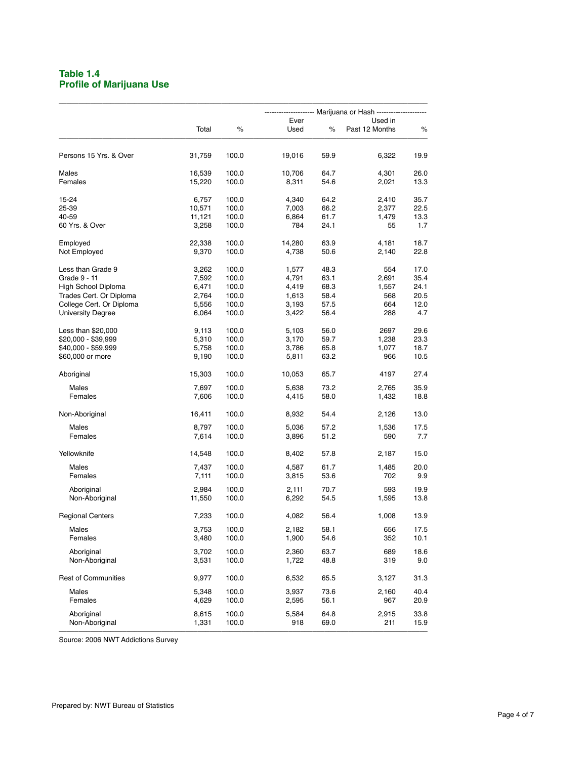## Table 1.4
## Profile of Marijuana Use

| | Total | % | Marijuana or Hash: Ever Used | % | Used in Past 12 Months | % |
|---|---|---|---|---|---|---|
| Persons 15 Yrs. & Over | 31,759 | 100.0 | 19,016 | 59.9 | 6,322 | 19.9 |
| Males | 16,539 | 100.0 | 10,706 | 64.7 | 4,301 | 26.0 |
| Females | 15,220 | 100.0 | 8,311 | 54.6 | 2,021 | 13.3 |
| 15-24 | 6,757 | 100.0 | 4,340 | 64.2 | 2,410 | 35.7 |
| 25-39 | 10,571 | 100.0 | 7,003 | 66.2 | 2,377 | 22.5 |
| 40-59 | 11,121 | 100.0 | 6,864 | 61.7 | 1,479 | 13.3 |
| 60 Yrs. & Over | 3,258 | 100.0 | 784 | 24.1 | 55 | 1.7 |
| Employed | 22,338 | 100.0 | 14,280 | 63.9 | 4,181 | 18.7 |
| Not Employed | 9,370 | 100.0 | 4,738 | 50.6 | 2,140 | 22.8 |
| Less than Grade 9 | 3,262 | 100.0 | 1,577 | 48.3 | 554 | 17.0 |
| Grade 9 - 11 | 7,592 | 100.0 | 4,791 | 63.1 | 2,691 | 35.4 |
| High School Diploma | 6,471 | 100.0 | 4,419 | 68.3 | 1,557 | 24.1 |
| Trades Cert. Or Diploma | 2,764 | 100.0 | 1,613 | 58.4 | 568 | 20.5 |
| College Cert. Or Diploma | 5,556 | 100.0 | 3,193 | 57.5 | 664 | 12.0 |
| University Degree | 6,064 | 100.0 | 3,422 | 56.4 | 288 | 4.7 |
| Less than $20,000 | 9,113 | 100.0 | 5,103 | 56.0 | 2697 | 29.6 |
| $20,000 - $39,999 | 5,310 | 100.0 | 3,170 | 59.7 | 1,238 | 23.3 |
| $40,000 - $59,999 | 5,758 | 100.0 | 3,786 | 65.8 | 1,077 | 18.7 |
| $60,000 or more | 9,190 | 100.0 | 5,811 | 63.2 | 966 | 10.5 |
| Aboriginal | 15,303 | 100.0 | 10,053 | 65.7 | 4197 | 27.4 |
| Males | 7,697 | 100.0 | 5,638 | 73.2 | 2,765 | 35.9 |
| Females | 7,606 | 100.0 | 4,415 | 58.0 | 1,432 | 18.8 |
| Non-Aboriginal | 16,411 | 100.0 | 8,932 | 54.4 | 2,126 | 13.0 |
| Males | 8,797 | 100.0 | 5,036 | 57.2 | 1,536 | 17.5 |
| Females | 7,614 | 100.0 | 3,896 | 51.2 | 590 | 7.7 |
| Yellowknife | 14,548 | 100.0 | 8,402 | 57.8 | 2,187 | 15.0 |
| Males | 7,437 | 100.0 | 4,587 | 61.7 | 1,485 | 20.0 |
| Females | 7,111 | 100.0 | 3,815 | 53.6 | 702 | 9.9 |
| Aboriginal | 2,984 | 100.0 | 2,111 | 70.7 | 593 | 19.9 |
| Non-Aboriginal | 11,550 | 100.0 | 6,292 | 54.5 | 1,595 | 13.8 |
| Regional Centers | 7,233 | 100.0 | 4,082 | 56.4 | 1,008 | 13.9 |
| Males | 3,753 | 100.0 | 2,182 | 58.1 | 656 | 17.5 |
| Females | 3,480 | 100.0 | 1,900 | 54.6 | 352 | 10.1 |
| Aboriginal | 3,702 | 100.0 | 2,360 | 63.7 | 689 | 18.6 |
| Non-Aboriginal | 3,531 | 100.0 | 1,722 | 48.8 | 319 | 9.0 |
| Rest of Communities | 9,977 | 100.0 | 6,532 | 65.5 | 3,127 | 31.3 |
| Males | 5,348 | 100.0 | 3,937 | 73.6 | 2,160 | 40.4 |
| Females | 4,629 | 100.0 | 2,595 | 56.1 | 967 | 20.9 |
| Aboriginal | 8,615 | 100.0 | 5,584 | 64.8 | 2,915 | 33.8 |
| Non-Aboriginal | 1,331 | 100.0 | 918 | 69.0 | 211 | 15.9 |

Source: 2006 NWT Addictions Survey

Prepared by: NWT Bureau of Statistics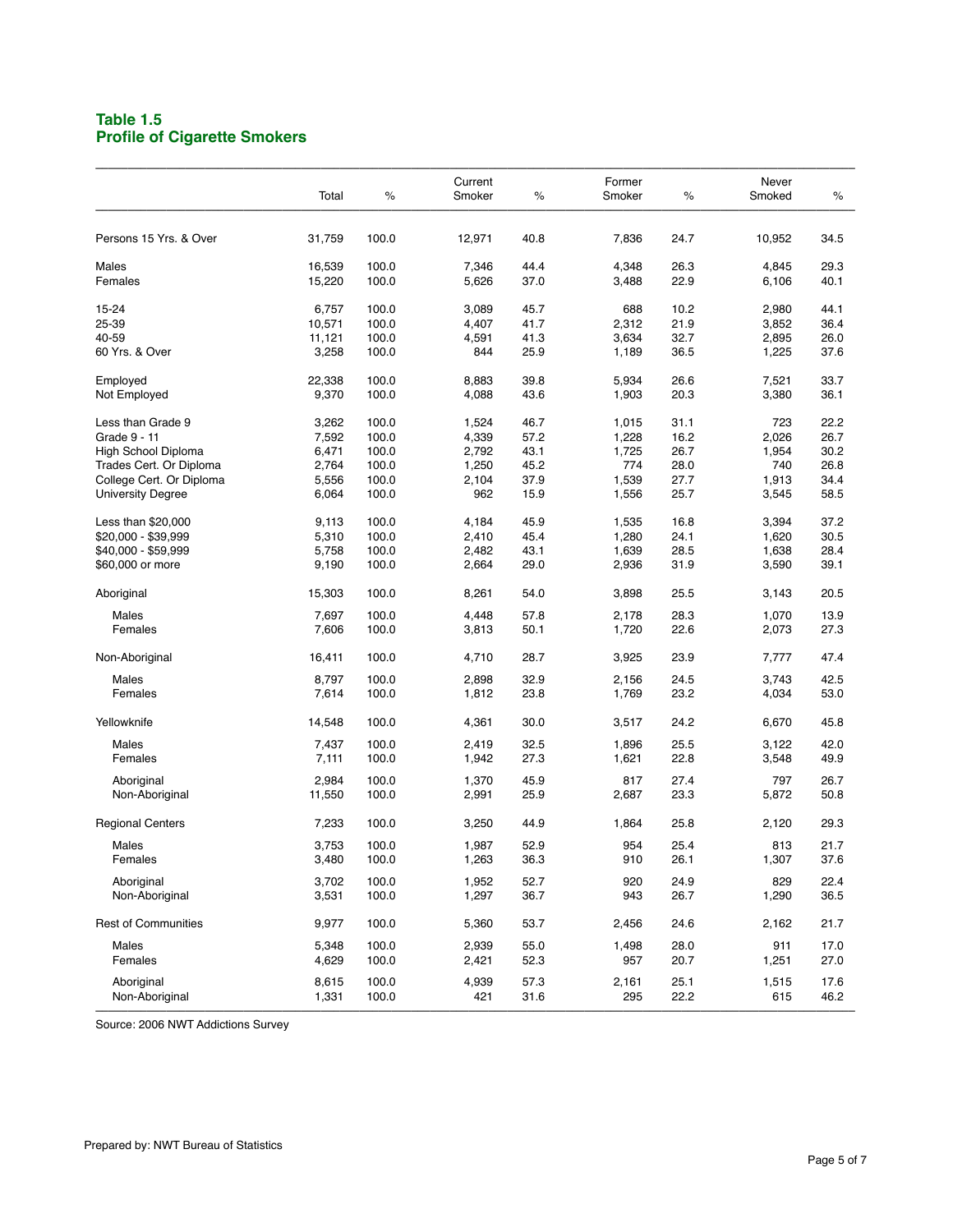### Table 1.5
### Profile of Cigarette Smokers

| | Total | % | Current Smoker | % | Former Smoker | % | Never Smoked | % |
|---|---|---|---|---|---|---|---|---|
| Persons 15 Yrs. & Over | 31,759 | 100.0 | 12,971 | 40.8 | 7,836 | 24.7 | 10,952 | 34.5 |
| Males | 16,539 | 100.0 | 7,346 | 44.4 | 4,348 | 26.3 | 4,845 | 29.3 |
| Females | 15,220 | 100.0 | 5,626 | 37.0 | 3,488 | 22.9 | 6,106 | 40.1 |
| 15-24 | 6,757 | 100.0 | 3,089 | 45.7 | 688 | 10.2 | 2,980 | 44.1 |
| 25-39 | 10,571 | 100.0 | 4,407 | 41.7 | 2,312 | 21.9 | 3,852 | 36.4 |
| 40-59 | 11,121 | 100.0 | 4,591 | 41.3 | 3,634 | 32.7 | 2,895 | 26.0 |
| 60 Yrs. & Over | 3,258 | 100.0 | 844 | 25.9 | 1,189 | 36.5 | 1,225 | 37.6 |
| Employed | 22,338 | 100.0 | 8,883 | 39.8 | 5,934 | 26.6 | 7,521 | 33.7 |
| Not Employed | 9,370 | 100.0 | 4,088 | 43.6 | 1,903 | 20.3 | 3,380 | 36.1 |
| Less than Grade 9 | 3,262 | 100.0 | 1,524 | 46.7 | 1,015 | 31.1 | 723 | 22.2 |
| Grade 9 - 11 | 7,592 | 100.0 | 4,339 | 57.2 | 1,228 | 16.2 | 2,026 | 26.7 |
| High School Diploma | 6,471 | 100.0 | 2,792 | 43.1 | 1,725 | 26.7 | 1,954 | 30.2 |
| Trades Cert. Or Diploma | 2,764 | 100.0 | 1,250 | 45.2 | 774 | 28.0 | 740 | 26.8 |
| College Cert. Or Diploma | 5,556 | 100.0 | 2,104 | 37.9 | 1,539 | 27.7 | 1,913 | 34.4 |
| University Degree | 6,064 | 100.0 | 962 | 15.9 | 1,556 | 25.7 | 3,545 | 58.5 |
| Less than $20,000 | 9,113 | 100.0 | 4,184 | 45.9 | 1,535 | 16.8 | 3,394 | 37.2 |
| $20,000 - $39,999 | 5,310 | 100.0 | 2,410 | 45.4 | 1,280 | 24.1 | 1,620 | 30.5 |
| $40,000 - $59,999 | 5,758 | 100.0 | 2,482 | 43.1 | 1,639 | 28.5 | 1,638 | 28.4 |
| $60,000 or more | 9,190 | 100.0 | 2,664 | 29.0 | 2,936 | 31.9 | 3,590 | 39.1 |
| Aboriginal | 15,303 | 100.0 | 8,261 | 54.0 | 3,898 | 25.5 | 3,143 | 20.5 |
| Males | 7,697 | 100.0 | 4,448 | 57.8 | 2,178 | 28.3 | 1,070 | 13.9 |
| Females | 7,606 | 100.0 | 3,813 | 50.1 | 1,720 | 22.6 | 2,073 | 27.3 |
| Non-Aboriginal | 16,411 | 100.0 | 4,710 | 28.7 | 3,925 | 23.9 | 7,777 | 47.4 |
| Males | 8,797 | 100.0 | 2,898 | 32.9 | 2,156 | 24.5 | 3,743 | 42.5 |
| Females | 7,614 | 100.0 | 1,812 | 23.8 | 1,769 | 23.2 | 4,034 | 53.0 |
| Yellowknife | 14,548 | 100.0 | 4,361 | 30.0 | 3,517 | 24.2 | 6,670 | 45.8 |
| Males | 7,437 | 100.0 | 2,419 | 32.5 | 1,896 | 25.5 | 3,122 | 42.0 |
| Females | 7,111 | 100.0 | 1,942 | 27.3 | 1,621 | 22.8 | 3,548 | 49.9 |
| Aboriginal | 2,984 | 100.0 | 1,370 | 45.9 | 817 | 27.4 | 797 | 26.7 |
| Non-Aboriginal | 11,550 | 100.0 | 2,991 | 25.9 | 2,687 | 23.3 | 5,872 | 50.8 |
| Regional Centers | 7,233 | 100.0 | 3,250 | 44.9 | 1,864 | 25.8 | 2,120 | 29.3 |
| Males | 3,753 | 100.0 | 1,987 | 52.9 | 954 | 25.4 | 813 | 21.7 |
| Females | 3,480 | 100.0 | 1,263 | 36.3 | 910 | 26.1 | 1,307 | 37.6 |
| Aboriginal | 3,702 | 100.0 | 1,952 | 52.7 | 920 | 24.9 | 829 | 22.4 |
| Non-Aboriginal | 3,531 | 100.0 | 1,297 | 36.7 | 943 | 26.7 | 1,290 | 36.5 |
| Rest of Communities | 9,977 | 100.0 | 5,360 | 53.7 | 2,456 | 24.6 | 2,162 | 21.7 |
| Males | 5,348 | 100.0 | 2,939 | 55.0 | 1,498 | 28.0 | 911 | 17.0 |
| Females | 4,629 | 100.0 | 2,421 | 52.3 | 957 | 20.7 | 1,251 | 27.0 |
| Aboriginal | 8,615 | 100.0 | 4,939 | 57.3 | 2,161 | 25.1 | 1,515 | 17.6 |
| Non-Aboriginal | 1,331 | 100.0 | 421 | 31.6 | 295 | 22.2 | 615 | 46.2 |

Source: 2006 NWT Addictions Survey

Prepared by: NWT Bureau of Statistics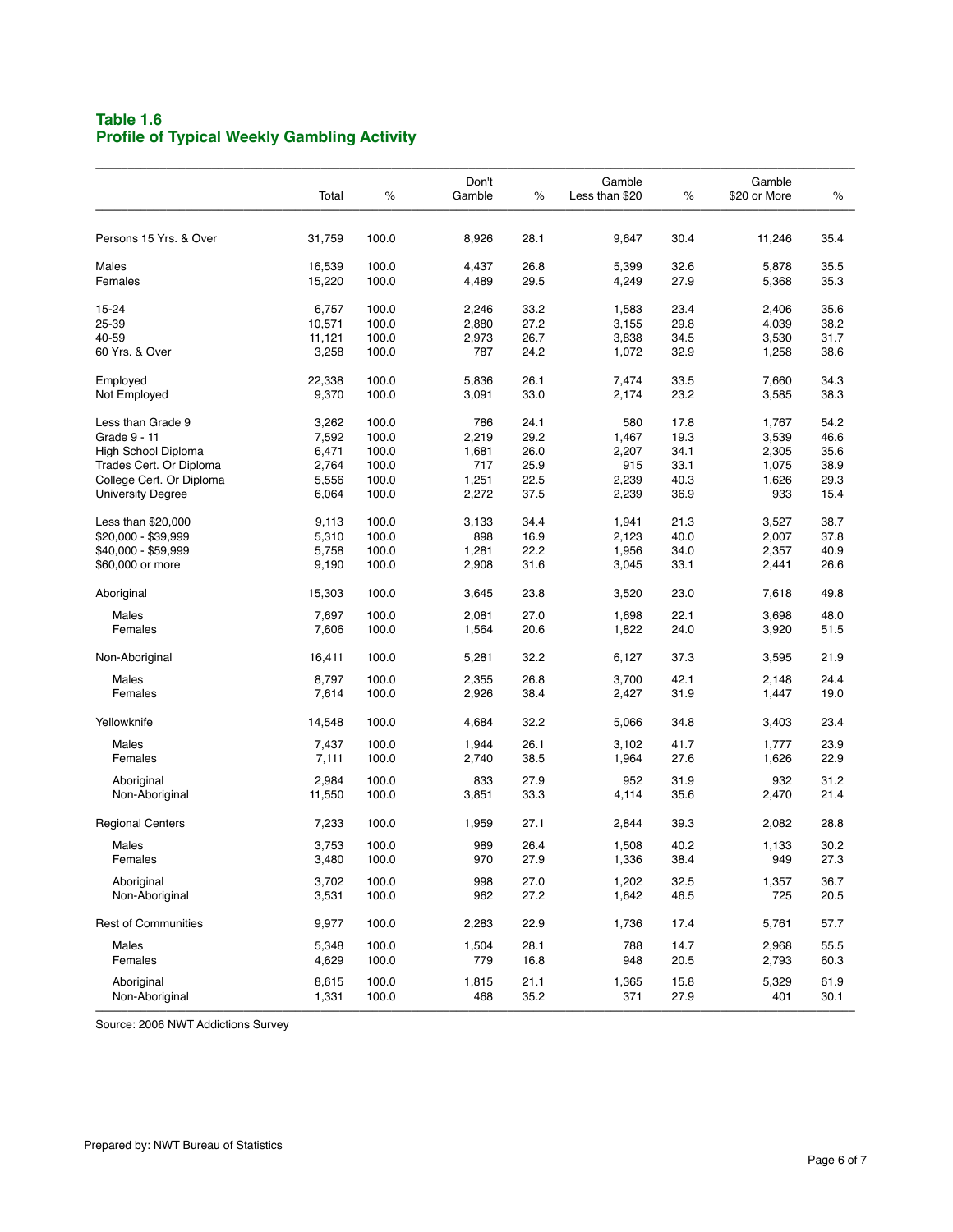## Table 1.6
## Profile of Typical Weekly Gambling Activity

| | Total | % | Don't Gamble | % | Gamble Less than $20 | % | Gamble $20 or More | % |
|---|---|---|---|---|---|---|---|---|
| Persons 15 Yrs. & Over | 31,759 | 100.0 | 8,926 | 28.1 | 9,647 | 30.4 | 11,246 | 35.4 |
| Males | 16,539 | 100.0 | 4,437 | 26.8 | 5,399 | 32.6 | 5,878 | 35.5 |
| Females | 15,220 | 100.0 | 4,489 | 29.5 | 4,249 | 27.9 | 5,368 | 35.3 |
| 15-24 | 6,757 | 100.0 | 2,246 | 33.2 | 1,583 | 23.4 | 2,406 | 35.6 |
| 25-39 | 10,571 | 100.0 | 2,880 | 27.2 | 3,155 | 29.8 | 4,039 | 38.2 |
| 40-59 | 11,121 | 100.0 | 2,973 | 26.7 | 3,838 | 34.5 | 3,530 | 31.7 |
| 60 Yrs. & Over | 3,258 | 100.0 | 787 | 24.2 | 1,072 | 32.9 | 1,258 | 38.6 |
| Employed | 22,338 | 100.0 | 5,836 | 26.1 | 7,474 | 33.5 | 7,660 | 34.3 |
| Not Employed | 9,370 | 100.0 | 3,091 | 33.0 | 2,174 | 23.2 | 3,585 | 38.3 |
| Less than Grade 9 | 3,262 | 100.0 | 786 | 24.1 | 580 | 17.8 | 1,767 | 54.2 |
| Grade 9 - 11 | 7,592 | 100.0 | 2,219 | 29.2 | 1,467 | 19.3 | 3,539 | 46.6 |
| High School Diploma | 6,471 | 100.0 | 1,681 | 26.0 | 2,207 | 34.1 | 2,305 | 35.6 |
| Trades Cert. Or Diploma | 2,764 | 100.0 | 717 | 25.9 | 915 | 33.1 | 1,075 | 38.9 |
| College Cert. Or Diploma | 5,556 | 100.0 | 1,251 | 22.5 | 2,239 | 40.3 | 1,626 | 29.3 |
| University Degree | 6,064 | 100.0 | 2,272 | 37.5 | 2,239 | 36.9 | 933 | 15.4 |
| Less than $20,000 | 9,113 | 100.0 | 3,133 | 34.4 | 1,941 | 21.3 | 3,527 | 38.7 |
| $20,000 - $39,999 | 5,310 | 100.0 | 898 | 16.9 | 2,123 | 40.0 | 2,007 | 37.8 |
| $40,000 - $59,999 | 5,758 | 100.0 | 1,281 | 22.2 | 1,956 | 34.0 | 2,357 | 40.9 |
| $60,000 or more | 9,190 | 100.0 | 2,908 | 31.6 | 3,045 | 33.1 | 2,441 | 26.6 |
| Aboriginal | 15,303 | 100.0 | 3,645 | 23.8 | 3,520 | 23.0 | 7,618 | 49.8 |
| Males | 7,697 | 100.0 | 2,081 | 27.0 | 1,698 | 22.1 | 3,698 | 48.0 |
| Females | 7,606 | 100.0 | 1,564 | 20.6 | 1,822 | 24.0 | 3,920 | 51.5 |
| Non-Aboriginal | 16,411 | 100.0 | 5,281 | 32.2 | 6,127 | 37.3 | 3,595 | 21.9 |
| Males | 8,797 | 100.0 | 2,355 | 26.8 | 3,700 | 42.1 | 2,148 | 24.4 |
| Females | 7,614 | 100.0 | 2,926 | 38.4 | 2,427 | 31.9 | 1,447 | 19.0 |
| Yellowknife | 14,548 | 100.0 | 4,684 | 32.2 | 5,066 | 34.8 | 3,403 | 23.4 |
| Males | 7,437 | 100.0 | 1,944 | 26.1 | 3,102 | 41.7 | 1,777 | 23.9 |
| Females | 7,111 | 100.0 | 2,740 | 38.5 | 1,964 | 27.6 | 1,626 | 22.9 |
| Aboriginal | 2,984 | 100.0 | 833 | 27.9 | 952 | 31.9 | 932 | 31.2 |
| Non-Aboriginal | 11,550 | 100.0 | 3,851 | 33.3 | 4,114 | 35.6 | 2,470 | 21.4 |
| Regional Centers | 7,233 | 100.0 | 1,959 | 27.1 | 2,844 | 39.3 | 2,082 | 28.8 |
| Males | 3,753 | 100.0 | 989 | 26.4 | 1,508 | 40.2 | 1,133 | 30.2 |
| Females | 3,480 | 100.0 | 970 | 27.9 | 1,336 | 38.4 | 949 | 27.3 |
| Aboriginal | 3,702 | 100.0 | 998 | 27.0 | 1,202 | 32.5 | 1,357 | 36.7 |
| Non-Aboriginal | 3,531 | 100.0 | 962 | 27.2 | 1,642 | 46.5 | 725 | 20.5 |
| Rest of Communities | 9,977 | 100.0 | 2,283 | 22.9 | 1,736 | 17.4 | 5,761 | 57.7 |
| Males | 5,348 | 100.0 | 1,504 | 28.1 | 788 | 14.7 | 2,968 | 55.5 |
| Females | 4,629 | 100.0 | 779 | 16.8 | 948 | 20.5 | 2,793 | 60.3 |
| Aboriginal | 8,615 | 100.0 | 1,815 | 21.1 | 1,365 | 15.8 | 5,329 | 61.9 |
| Non-Aboriginal | 1,331 | 100.0 | 468 | 35.2 | 371 | 27.9 | 401 | 30.1 |

Source: 2006 NWT Addictions Survey

Prepared by: NWT Bureau of Statistics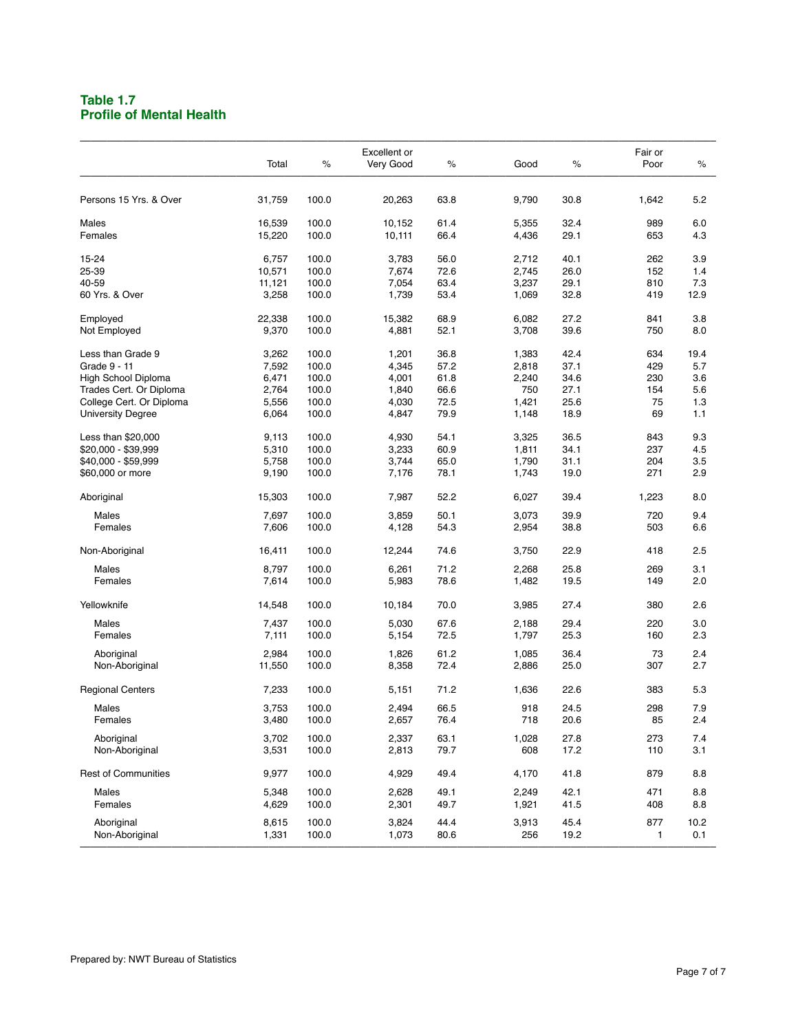## Table 1.7
## Profile of Mental Health

| | Total | % | Excellent or Very Good | % | Good | % | Fair or Poor | % |
|---|---|---|---|---|---|---|---|---|
| Persons 15 Yrs. & Over | 31,759 | 100.0 | 20,263 | 63.8 | 9,790 | 30.8 | 1,642 | 5.2 |
| Males | 16,539 | 100.0 | 10,152 | 61.4 | 5,355 | 32.4 | 989 | 6.0 |
| Females | 15,220 | 100.0 | 10,111 | 66.4 | 4,436 | 29.1 | 653 | 4.3 |
| 15-24 | 6,757 | 100.0 | 3,783 | 56.0 | 2,712 | 40.1 | 262 | 3.9 |
| 25-39 | 10,571 | 100.0 | 7,674 | 72.6 | 2,745 | 26.0 | 152 | 1.4 |
| 40-59 | 11,121 | 100.0 | 7,054 | 63.4 | 3,237 | 29.1 | 810 | 7.3 |
| 60 Yrs. & Over | 3,258 | 100.0 | 1,739 | 53.4 | 1,069 | 32.8 | 419 | 12.9 |
| Employed | 22,338 | 100.0 | 15,382 | 68.9 | 6,082 | 27.2 | 841 | 3.8 |
| Not Employed | 9,370 | 100.0 | 4,881 | 52.1 | 3,708 | 39.6 | 750 | 8.0 |
| Less than Grade 9 | 3,262 | 100.0 | 1,201 | 36.8 | 1,383 | 42.4 | 634 | 19.4 |
| Grade 9 - 11 | 7,592 | 100.0 | 4,345 | 57.2 | 2,818 | 37.1 | 429 | 5.7 |
| High School Diploma | 6,471 | 100.0 | 4,001 | 61.8 | 2,240 | 34.6 | 230 | 3.6 |
| Trades Cert. Or Diploma | 2,764 | 100.0 | 1,840 | 66.6 | 750 | 27.1 | 154 | 5.6 |
| College Cert. Or Diploma | 5,556 | 100.0 | 4,030 | 72.5 | 1,421 | 25.6 | 75 | 1.3 |
| University Degree | 6,064 | 100.0 | 4,847 | 79.9 | 1,148 | 18.9 | 69 | 1.1 |
| Less than $20,000 | 9,113 | 100.0 | 4,930 | 54.1 | 3,325 | 36.5 | 843 | 9.3 |
| $20,000 - $39,999 | 5,310 | 100.0 | 3,233 | 60.9 | 1,811 | 34.1 | 237 | 4.5 |
| $40,000 - $59,999 | 5,758 | 100.0 | 3,744 | 65.0 | 1,790 | 31.1 | 204 | 3.5 |
| $60,000 or more | 9,190 | 100.0 | 7,176 | 78.1 | 1,743 | 19.0 | 271 | 2.9 |
| Aboriginal | 15,303 | 100.0 | 7,987 | 52.2 | 6,027 | 39.4 | 1,223 | 8.0 |
| Males | 7,697 | 100.0 | 3,859 | 50.1 | 3,073 | 39.9 | 720 | 9.4 |
| Females | 7,606 | 100.0 | 4,128 | 54.3 | 2,954 | 38.8 | 503 | 6.6 |
| Non-Aboriginal | 16,411 | 100.0 | 12,244 | 74.6 | 3,750 | 22.9 | 418 | 2.5 |
| Males | 8,797 | 100.0 | 6,261 | 71.2 | 2,268 | 25.8 | 269 | 3.1 |
| Females | 7,614 | 100.0 | 5,983 | 78.6 | 1,482 | 19.5 | 149 | 2.0 |
| Yellowknife | 14,548 | 100.0 | 10,184 | 70.0 | 3,985 | 27.4 | 380 | 2.6 |
| Males | 7,437 | 100.0 | 5,030 | 67.6 | 2,188 | 29.4 | 220 | 3.0 |
| Females | 7,111 | 100.0 | 5,154 | 72.5 | 1,797 | 25.3 | 160 | 2.3 |
| Aboriginal | 2,984 | 100.0 | 1,826 | 61.2 | 1,085 | 36.4 | 73 | 2.4 |
| Non-Aboriginal | 11,550 | 100.0 | 8,358 | 72.4 | 2,886 | 25.0 | 307 | 2.7 |
| Regional Centers | 7,233 | 100.0 | 5,151 | 71.2 | 1,636 | 22.6 | 383 | 5.3 |
| Males | 3,753 | 100.0 | 2,494 | 66.5 | 918 | 24.5 | 298 | 7.9 |
| Females | 3,480 | 100.0 | 2,657 | 76.4 | 718 | 20.6 | 85 | 2.4 |
| Aboriginal | 3,702 | 100.0 | 2,337 | 63.1 | 1,028 | 27.8 | 273 | 7.4 |
| Non-Aboriginal | 3,531 | 100.0 | 2,813 | 79.7 | 608 | 17.2 | 110 | 3.1 |
| Rest of Communities | 9,977 | 100.0 | 4,929 | 49.4 | 4,170 | 41.8 | 879 | 8.8 |
| Males | 5,348 | 100.0 | 2,628 | 49.1 | 2,249 | 42.1 | 471 | 8.8 |
| Females | 4,629 | 100.0 | 2,301 | 49.7 | 1,921 | 41.5 | 408 | 8.8 |
| Aboriginal | 8,615 | 100.0 | 3,824 | 44.4 | 3,913 | 45.4 | 877 | 10.2 |
| Non-Aboriginal | 1,331 | 100.0 | 1,073 | 80.6 | 256 | 19.2 | 1 | 0.1 |

Prepared by: NWT Bureau of Statistics